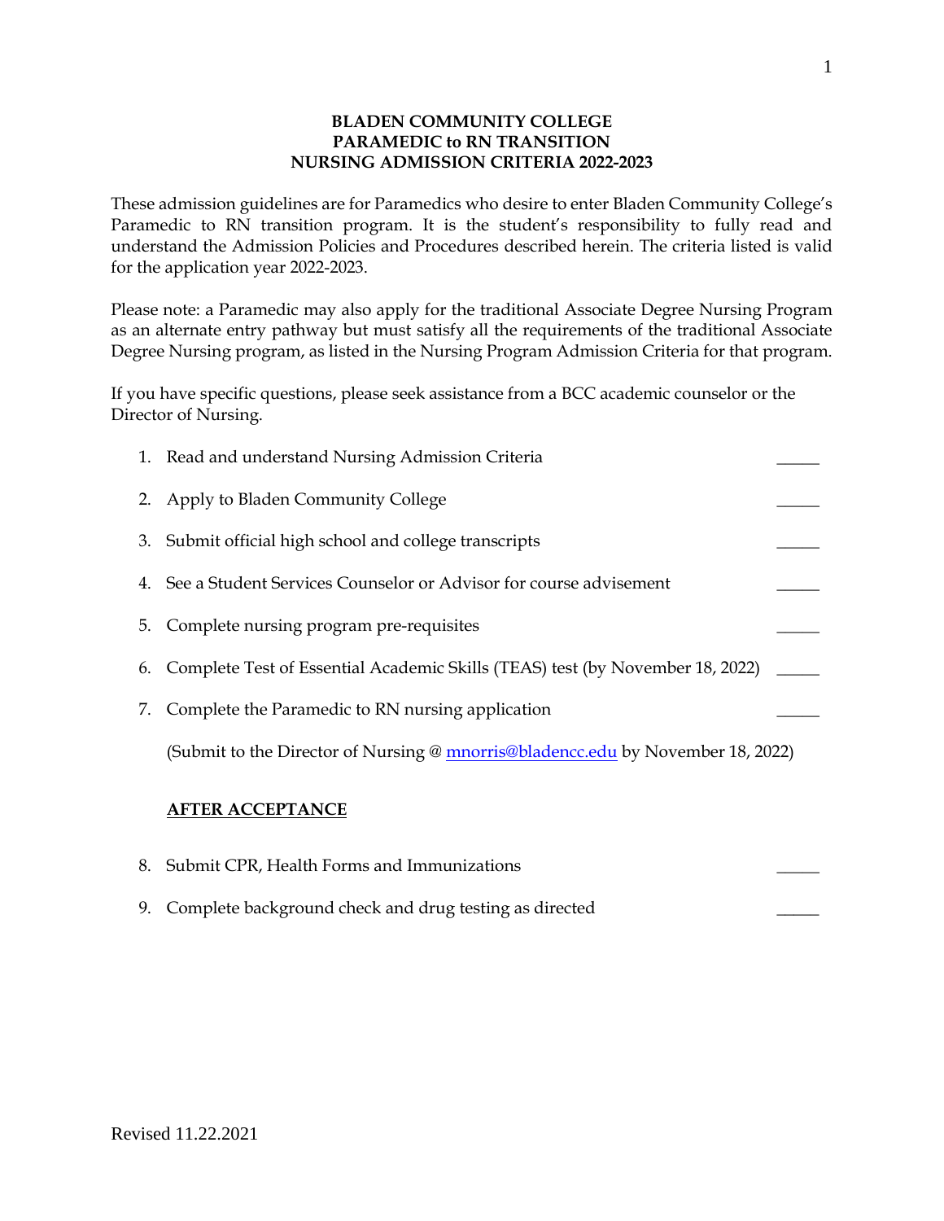# BLADEN COMMUNITY COLLEGE
# PARAMEDIC to RN TRANSITION
# NURSING ADMISSION CRITERIA 2022-2023

These admission guidelines are for Paramedics who desire to enter Bladen Community College's Paramedic to RN transition program. It is the student's responsibility to fully read and understand the Admission Policies and Procedures described herein. The criteria listed is valid for the application year 2022-2023.

Please note: a Paramedic may also apply for the traditional Associate Degree Nursing Program as an alternate entry pathway but must satisfy all the requirements of the traditional Associate Degree Nursing program, as listed in the Nursing Program Admission Criteria for that program.

If you have specific questions, please seek assistance from a BCC academic counselor or the Director of Nursing.

1. Read and understand Nursing Admission Criteria _____
2. Apply to Bladen Community College _____
3. Submit official high school and college transcripts _____
4. See a Student Services Counselor or Advisor for course advisement _____
5. Complete nursing program pre-requisites _____
6. Complete Test of Essential Academic Skills (TEAS) test (by November 18, 2022) _____
7. Complete the Paramedic to RN nursing application _____

   (Submit to the Director of Nursing @ mnorris@bladencc.edu by November 18, 2022)

**AFTER ACCEPTANCE**

8. Submit CPR, Health Forms and Immunizations _____
9. Complete background check and drug testing as directed _____

Revised 11.22.2021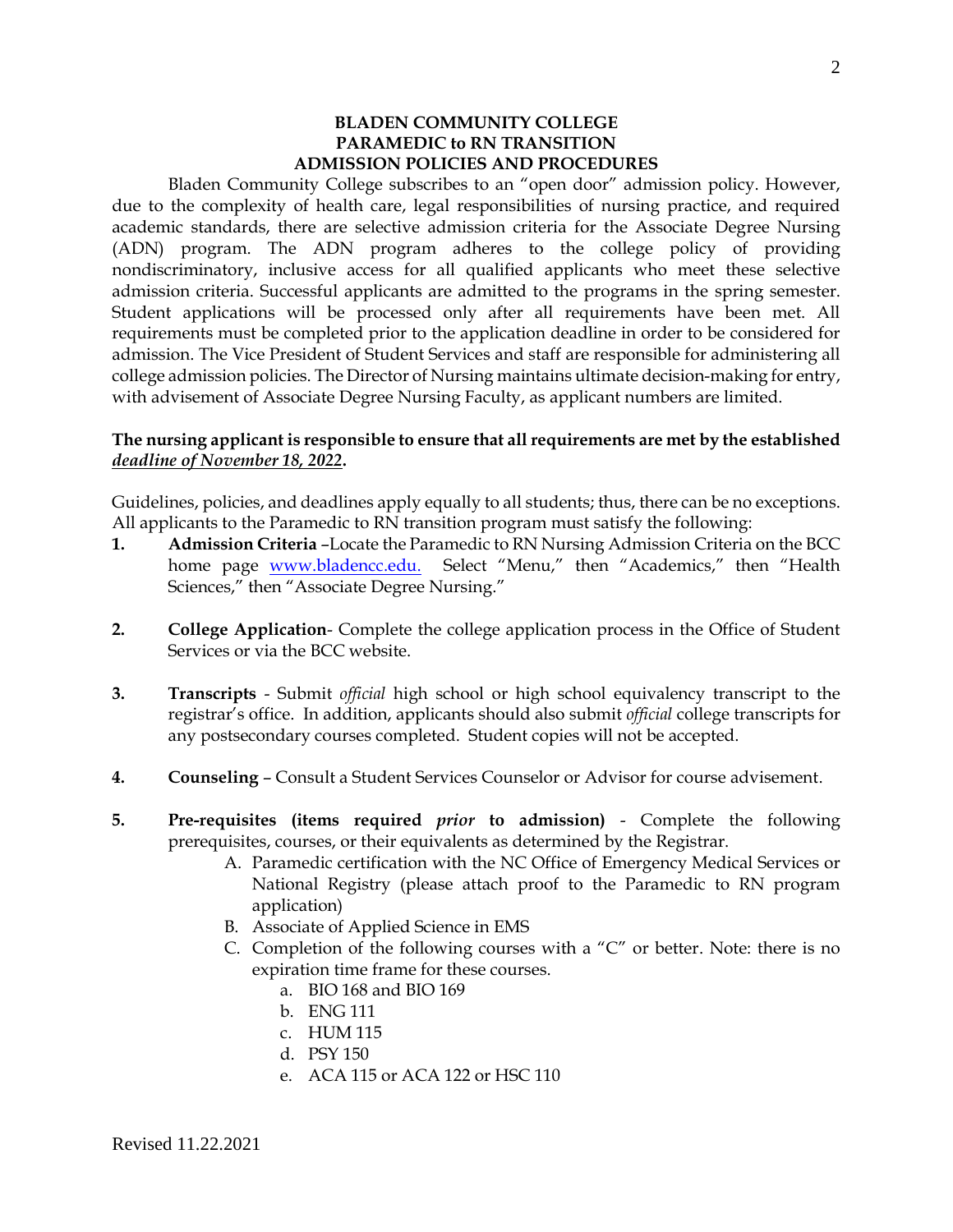# BLADEN COMMUNITY COLLEGE
## PARAMEDIC to RN TRANSITION
## ADMISSION POLICIES AND PROCEDURES

Bladen Community College subscribes to an "open door" admission policy. However, due to the complexity of health care, legal responsibilities of nursing practice, and required academic standards, there are selective admission criteria for the Associate Degree Nursing (ADN) program. The ADN program adheres to the college policy of providing nondiscriminatory, inclusive access for all qualified applicants who meet these selective admission criteria. Successful applicants are admitted to the programs in the spring semester. Student applications will be processed only after all requirements have been met. All requirements must be completed prior to the application deadline in order to be considered for admission. The Vice President of Student Services and staff are responsible for administering all college admission policies. The Director of Nursing maintains ultimate decision-making for entry, with advisement of Associate Degree Nursing Faculty, as applicant numbers are limited.

**The nursing applicant is responsible to ensure that all requirements are met by the established *deadline of November 18, 2022*.**

Guidelines, policies, and deadlines apply equally to all students; thus, there can be no exceptions. All applicants to the Paramedic to RN transition program must satisfy the following:

1. **Admission Criteria** –Locate the Paramedic to RN Nursing Admission Criteria on the BCC home page [www.bladencc.edu.](http://www.bladencc.edu) Select "Menu," then "Academics," then "Health Sciences," then "Associate Degree Nursing."

2. **College Application**- Complete the college application process in the Office of Student Services or via the BCC website.

3. **Transcripts** - Submit *official* high school or high school equivalency transcript to the registrar's office. In addition, applicants should also submit *official* college transcripts for any postsecondary courses completed. Student copies will not be accepted.

4. **Counseling** – Consult a Student Services Counselor or Advisor for course advisement.

5. **Pre-requisites (items required *prior* to admission)** - Complete the following prerequisites, courses, or their equivalents as determined by the Registrar.
   A. Paramedic certification with the NC Office of Emergency Medical Services or National Registry (please attach proof to the Paramedic to RN program application)
   B. Associate of Applied Science in EMS
   C. Completion of the following courses with a "C" or better. Note: there is no expiration time frame for these courses.
      a. BIO 168 and BIO 169
      b. ENG 111
      c. HUM 115
      d. PSY 150
      e. ACA 115 or ACA 122 or HSC 110

Revised 11.22.2021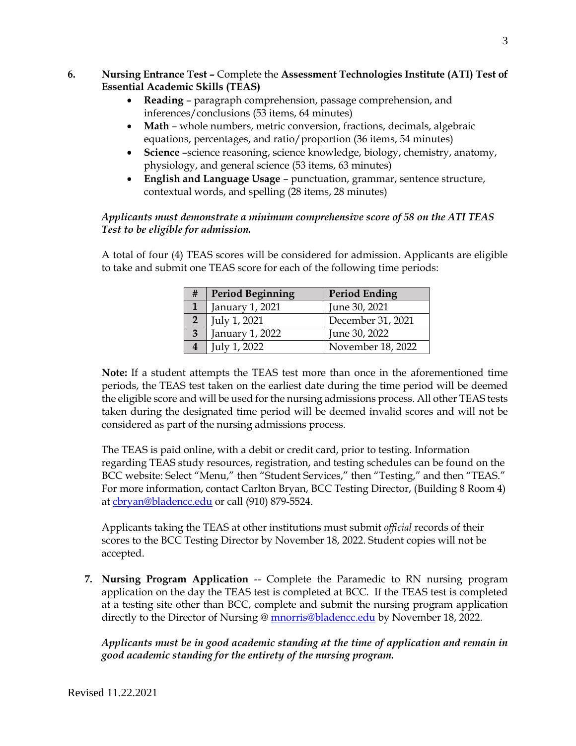6. **Nursing Entrance Test –** Complete the **Assessment Technologies Institute (ATI) Test of Essential Academic Skills (TEAS)**
   - **Reading** – paragraph comprehension, passage comprehension, and inferences/conclusions (53 items, 64 minutes)
   - **Math** – whole numbers, metric conversion, fractions, decimals, algebraic equations, percentages, and ratio/proportion (36 items, 54 minutes)
   - **Science** –science reasoning, science knowledge, biology, chemistry, anatomy, physiology, and general science (53 items, 63 minutes)
   - **English and Language Usage** – punctuation, grammar, sentence structure, contextual words, and spelling (28 items, 28 minutes)

   ***Applicants must demonstrate a minimum comprehensive score of 58 on the ATI TEAS Test to be eligible for admission.***

   A total of four (4) TEAS scores will be considered for admission. Applicants are eligible to take and submit one TEAS score for each of the following time periods:

| # | Period Beginning | Period Ending |
|---|---|---|
| **1** | January 1, 2021 | June 30, 2021 |
| **2** | July 1, 2021 | December 31, 2021 |
| **3** | January 1, 2022 | June 30, 2022 |
| **4** | July 1, 2022 | November 18, 2022 |

   **Note:** If a student attempts the TEAS test more than once in the aforementioned time periods, the TEAS test taken on the earliest date during the time period will be deemed the eligible score and will be used for the nursing admissions process. All other TEAS tests taken during the designated time period will be deemed invalid scores and will not be considered as part of the nursing admissions process.

   The TEAS is paid online, with a debit or credit card, prior to testing. Information regarding TEAS study resources, registration, and testing schedules can be found on the BCC website: Select "Menu," then "Student Services," then "Testing," and then "TEAS." For more information, contact Carlton Bryan, BCC Testing Director, (Building 8 Room 4) at cbryan@bladencc.edu or call (910) 879-5524.

   Applicants taking the TEAS at other institutions must submit *official* records of their scores to the BCC Testing Director by November 18, 2022. Student copies will not be accepted.

7. **Nursing Program Application** -- Complete the Paramedic to RN nursing program application on the day the TEAS test is completed at BCC. If the TEAS test is completed at a testing site other than BCC, complete and submit the nursing program application directly to the Director of Nursing @ mnorris@bladencc.edu by November 18, 2022.

   ***Applicants must be in good academic standing at the time of application and remain in good academic standing for the entirety of the nursing program.***

Revised 11.22.2021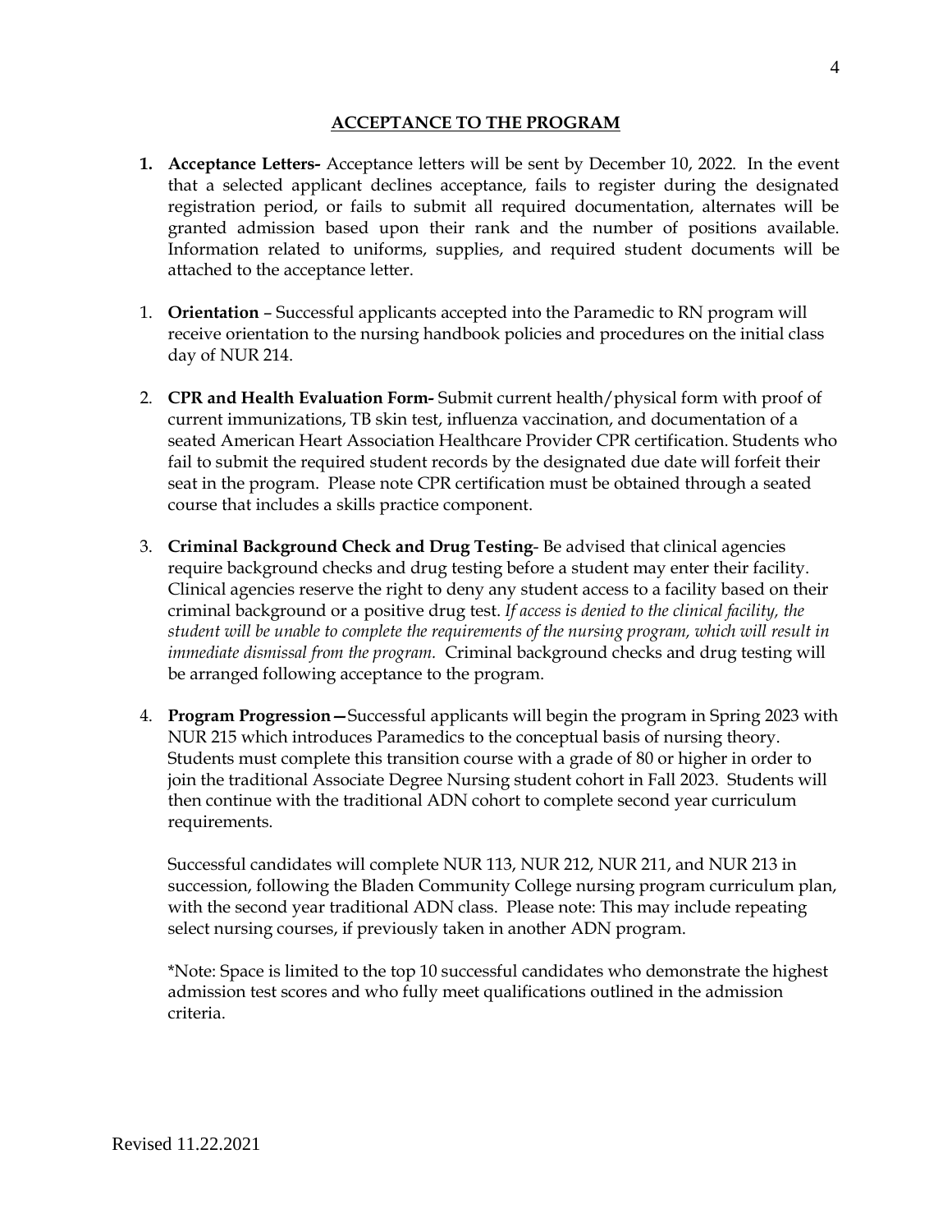## ACCEPTANCE TO THE PROGRAM

1. **Acceptance Letters-** Acceptance letters will be sent by December 10, 2022. In the event that a selected applicant declines acceptance, fails to register during the designated registration period, or fails to submit all required documentation, alternates will be granted admission based upon their rank and the number of positions available. Information related to uniforms, supplies, and required student documents will be attached to the acceptance letter.

1. **Orientation** – Successful applicants accepted into the Paramedic to RN program will receive orientation to the nursing handbook policies and procedures on the initial class day of NUR 214.

2. **CPR and Health Evaluation Form-** Submit current health/physical form with proof of current immunizations, TB skin test, influenza vaccination, and documentation of a seated American Heart Association Healthcare Provider CPR certification. Students who fail to submit the required student records by the designated due date will forfeit their seat in the program. Please note CPR certification must be obtained through a seated course that includes a skills practice component.

3. **Criminal Background Check and Drug Testing**- Be advised that clinical agencies require background checks and drug testing before a student may enter their facility. Clinical agencies reserve the right to deny any student access to a facility based on their criminal background or a positive drug test. *If access is denied to the clinical facility, the student will be unable to complete the requirements of the nursing program, which will result in immediate dismissal from the program.* Criminal background checks and drug testing will be arranged following acceptance to the program.

4. **Program Progression—**Successful applicants will begin the program in Spring 2023 with NUR 215 which introduces Paramedics to the conceptual basis of nursing theory. Students must complete this transition course with a grade of 80 or higher in order to join the traditional Associate Degree Nursing student cohort in Fall 2023. Students will then continue with the traditional ADN cohort to complete second year curriculum requirements.

   Successful candidates will complete NUR 113, NUR 212, NUR 211, and NUR 213 in succession, following the Bladen Community College nursing program curriculum plan, with the second year traditional ADN class. Please note: This may include repeating select nursing courses, if previously taken in another ADN program.

   *Note: Space is limited to the top 10 successful candidates who demonstrate the highest admission test scores and who fully meet qualifications outlined in the admission criteria.

Revised 11.22.2021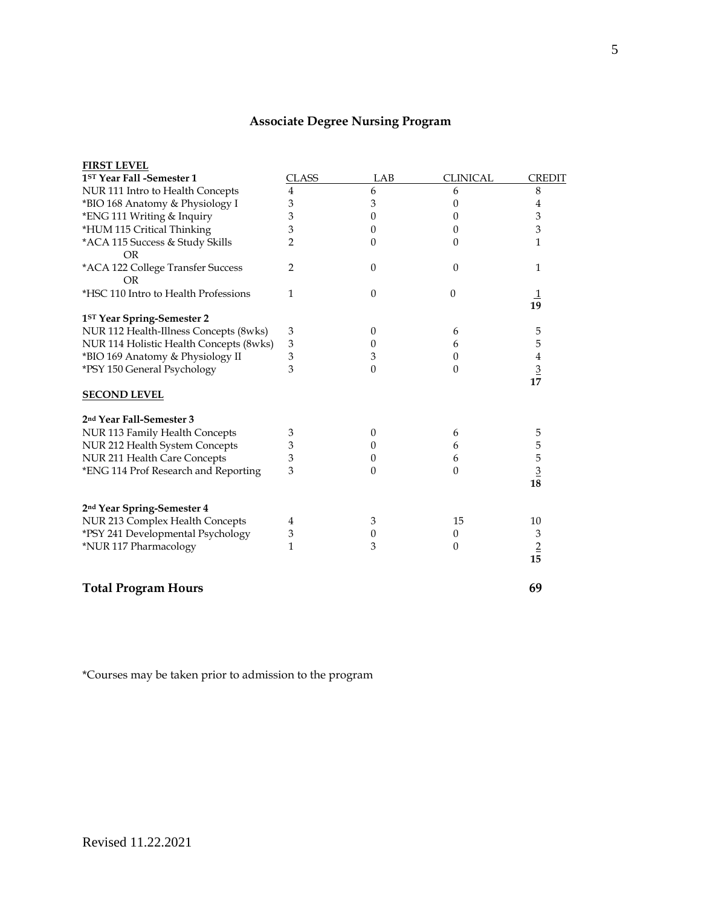# Associate Degree Nursing Program

| | CLASS | LAB | CLINICAL | CREDIT |
|---|---|---|---|---|
| **FIRST LEVEL** | | | | |
| **1ST Year Fall -Semester 1** | | | | |
| NUR 111 Intro to Health Concepts | 4 | 6 | 6 | 8 |
| *BIO 168 Anatomy & Physiology I | 3 | 3 | 0 | 4 |
| *ENG 111 Writing & Inquiry | 3 | 0 | 0 | 3 |
| *HUM 115 Critical Thinking | 3 | 0 | 0 | 3 |
| *ACA 115 Success & Study Skills | 2 | 0 | 0 | 1 |
| OR | | | | |
| *ACA 122 College Transfer Success | 2 | 0 | 0 | 1 |
| OR | | | | |
| *HSC 110 Intro to Health Professions | 1 | 0 | 0 | 1 |
| | | | | **19** |
| **1ST Year Spring-Semester 2** | | | | |
| NUR 112 Health-Illness Concepts (8wks) | 3 | 0 | 6 | 5 |
| NUR 114 Holistic Health Concepts (8wks) | 3 | 0 | 6 | 5 |
| *BIO 169 Anatomy & Physiology II | 3 | 3 | 0 | 4 |
| *PSY 150 General Psychology | 3 | 0 | 0 | 3 |
| | | | | **17** |
| **SECOND LEVEL** | | | | |
| **2nd Year Fall-Semester 3** | | | | |
| NUR 113 Family Health Concepts | 3 | 0 | 6 | 5 |
| NUR 212 Health System Concepts | 3 | 0 | 6 | 5 |
| NUR 211 Health Care Concepts | 3 | 0 | 6 | 5 |
| *ENG 114 Prof Research and Reporting | 3 | 0 | 0 | 3 |
| | | | | **18** |
| **2nd Year Spring-Semester 4** | | | | |
| NUR 213 Complex Health Concepts | 4 | 3 | 15 | 10 |
| *PSY 241 Developmental Psychology | 3 | 0 | 0 | 3 |
| *NUR 117 Pharmacology | 1 | 3 | 0 | 2 |
| | | | | **15** |
| **Total Program Hours** | | | | **69** |

*Courses may be taken prior to admission to the program

Revised 11.22.2021